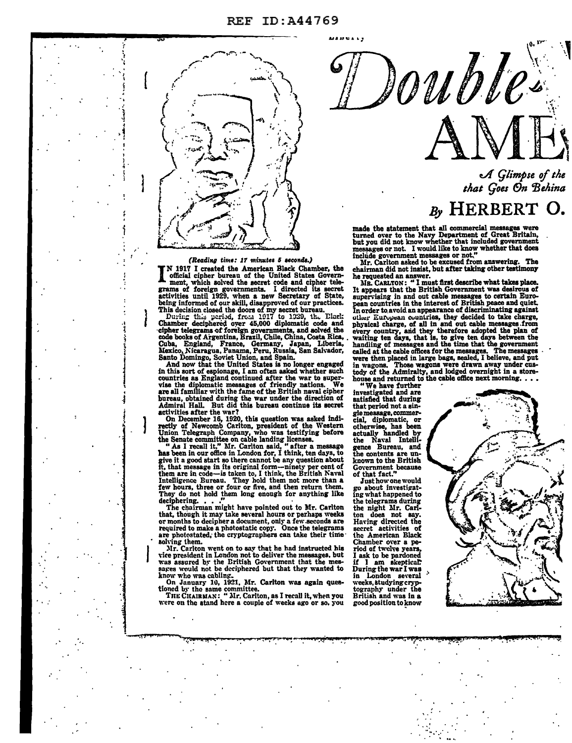# Double AME

*A Glimpse of the ... that Goes On Behind*

## By HERBERT O.

*(Reading time: 17 minutes 5 seconds.)*

IN 1917 I created the American Black Chamber, the official cipher bureau of the United States Government, which solved the secret code and cipher telegrams of foreign governments. I directed its secret activities until 1929, when a new Secretary of State, being informed of our skill, disapproved of our practices. This decision closed the doors of my secret bureau.

During this period, from 1917 to 1929, the Black Chamber deciphered over 45,000 diplomatic code and cipher telegrams of foreign governments, and solved the code books of Argentina, Brazil, Chile, China, Costa Rica, Cuba, England, France, Germany, Japan, Liberia, Mexico, Nicaragua, Panama, Peru, Russia, San Salvador, Santo Domingo, Soviet Union, and Spain.

And now that the United States is no longer engaged in this sort of espionage, I am often asked whether such countries as England continued after the war to supervise the diplomatic messages of friendly nations. We are all familiar with the fame of the British naval cipher bureau, obtained during the war under the direction of Admiral Hall. But did this bureau continue its secret activities after the war?

On December 16, 1920, this question was asked indirectly of Newcomb Carlton, president of the Western Union Telegraph Company, who was testifying before the Senate committee on cable landing licenses.

"As I recall it," Mr. Carlton said, "after a message has been in our office in London for, I think, ten days, to give it a good start so there cannot be any question about it, that message in its original form—ninety per cent of them are in code—is taken to, I think, the British Naval Intelligence Bureau. They hold them not more than a few hours, three or four or five, and then return them. They do not hold them long enough for anything like deciphering. . . ."

The chairman might have pointed out to Mr. Carlton that, though it may take several hours or perhaps weeks or months to decipher a document, only a few seconds are required to make a photostatic copy. Once the telegrams are photostated, the cryptographers can take their time solving them.

Mr. Carlton went on to say that he had instructed his vice president in London not to deliver the messages, but was assured by the British Government that the messages would not be deciphered but that they wanted to know who was cabling.

On January 10, 1921, Mr. Carlton was again questioned by the same committee.

THE CHAIRMAN: "Mr. Carlton, as I recall it, when you were on the stand here a couple of weeks ago or so, you made the statement that all commercial messages were turned over to the Navy Department of Great Britain, but you did not know whether that included government messages or not. I would like to know whether that does include government messages or not."

Mr. Carlton asked to be excused from answering. The chairman did not insist, but after taking other testimony he requested an answer.

MR. CARLTON: "I must first describe what takes place. It appears that the British Government was desirous of supervising in and out cable messages to certain European countries in the interest of British peace and quiet. In order to avoid an appearance of discriminating against other European countries, they decided to take charge, physical charge, of all in and out cable messages from every country, and they therefore adopted the plan of waiting ten days, that is, to give ten days between the handling of messages and the time that the government called at the cable offices for the messages. The messages were then placed in large bags, sealed, I believe, and put in wagons. Those wagons were drawn away under custody of the Admiralty, and lodged overnight in a storehouse and returned to the cable office next morning. . . .

"We have further investigated and are satisfied that during that period not a single message, commercial, diplomatic, or otherwise, has been actually handled by the Naval Intelligence Bureau, and the contents are unknown to the British Government because of that fact."

Just how one would go about investigating what happened to the telegrams during the night Mr. Carlton does not say. Having directed the secret activities of the American Black Chamber over a period of twelve years, I ask to be pardoned if I am skeptical. During the war I was in London several weeks, studying cryptography under the British and was in a good position to know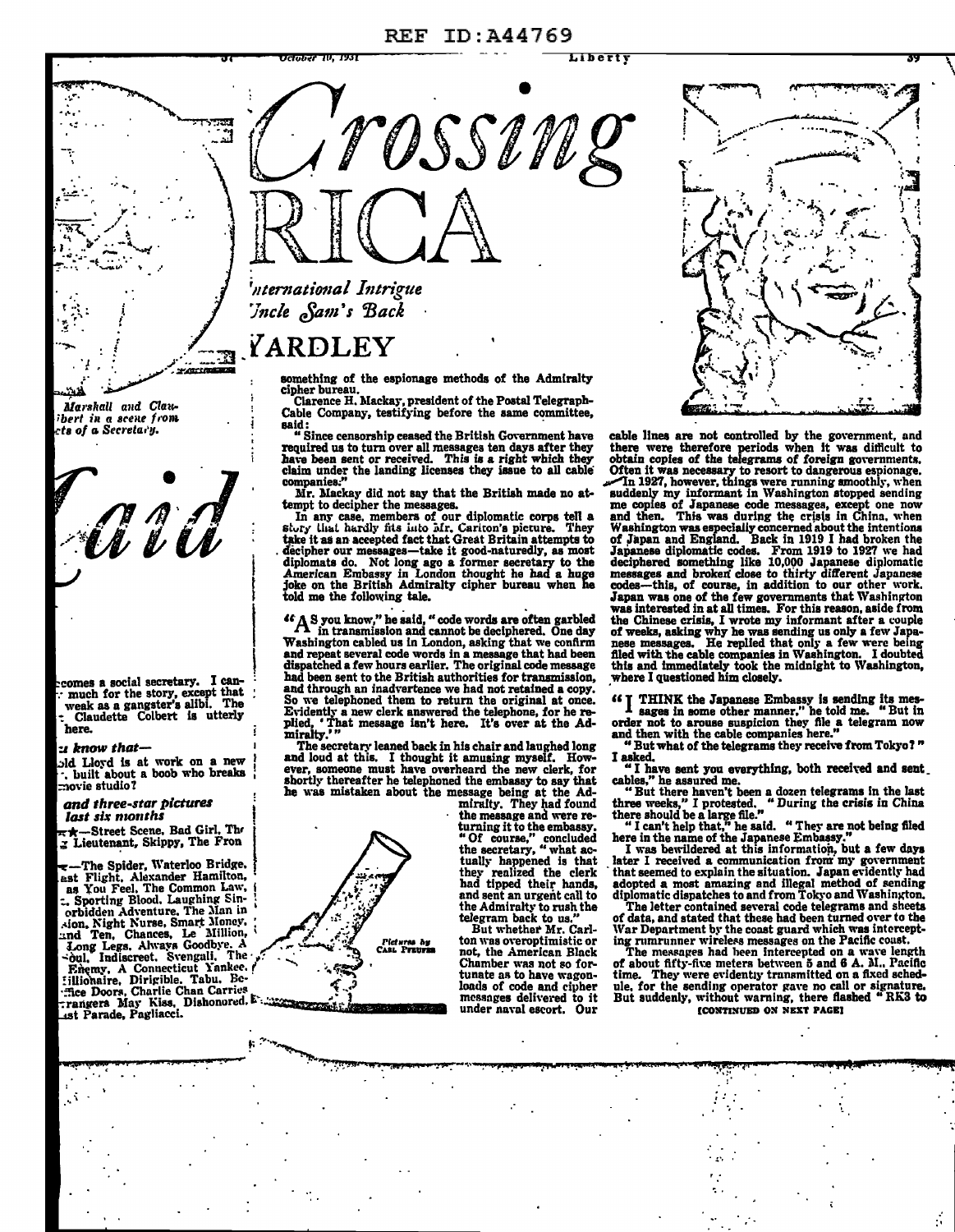# Crossing RICA

*'nternational Intrigue*
*'Jncle Sam's Back*

## YARDLEY

*Marshall and Claubert in a scene from cts of a Secretary.*

*'aid*

comes a social secretary. I can- much for the story, except that weak as a gangster's alibi. The Claudette Colbert is utterly here.

*u know that—*

old Lloyd is at work on a new , built about a boob who breaks movie studio?

***and three-star pictures last six months***

★—Street Scene, Bad Girl, The Lieutenant, Skippy, The Fron

—The Spider, Waterloo Bridge, ast Flight, Alexander Hamilton, as You Feel, The Common Law, Sporting Blood, Laughing Sin- orbidden Adventure, The Man in sion, Night Nurse, Smart Money, and Ten, Chances, Le Million, Long Legs, Always Goodbye, A Soul, Indiscreet, Svengali, The Enemy, A Connecticut Yankee, illionaire, Dirigible, Tabu, Be- ce Doors, Charlie Chan Carries rangers May Kiss, Dishonored, ast Parade, Pagliacci.

something of the espionage methods of the Admiralty cipher bureau.

Clarence H. Mackay, president of the Postal Telegraph-Cable Company, testifying before the same committee, said:

"Since censorship ceased the British Government have required us to turn over all messages ten days after they have been sent or received. This is a right which they claim under the landing licenses they issue to all cable companies."

Mr. Mackay did not say that the British made no attempt to decipher the messages.

In any case, members of our diplomatic corps tell a story that hardly fits into Mr. Carlton's picture. They take it as an accepted fact that Great Britain attempts to decipher our messages—take it good-naturedly, as most diplomats do. Not long ago a former secretary to the American Embassy in London thought he had a huge joke on the British Admiralty cipher bureau when he told me the following tale.

"AS you know," he said, "code words are often garbled in transmission and cannot be deciphered. One day Washington cabled us in London, asking that we confirm and repeat several code words in a message that had been dispatched a few hours earlier. The original code message had been sent to the British authorities for transmission, and through an inadvertence we had not retained a copy. So we telephoned them to return the original at once. Evidently a new clerk answered the telephone, for he replied, 'That message isn't here. It's over at the Admiralty.'"

The secretary leaned back in his chair and laughed long and loud at this. I thought it amusing myself. However, someone must have overheard the new clerk, for shortly thereafter he telephoned the embassy to say that he was mistaken about the message being at the Admiralty. They had found the message and were returning it to the embassy.

"Of course," concluded the secretary, "what actually happened is that they realized the clerk had tipped their hands, and sent an urgent call to the Admiralty to rush the telegram back to us."

But whether Mr. Carlton was overoptimistic or not, the American Black Chamber was not so fortunate as to have wagon-loads of code and cipher messages delivered to it under naval escort. Our cable lines are not controlled by the government, and there were therefore periods when it was difficult to obtain copies of the telegrams of foreign governments. Often it was necessary to resort to dangerous espionage.

In 1927, however, things were running smoothly, when suddenly my informant in Washington stopped sending me copies of Japanese code messages, except one now and then. This was during the crisis in China, when Washington was especially concerned about the intentions of Japan and England. Back in 1919 I had broken the Japanese diplomatic codes. From 1919 to 1927 we had deciphered something like 10,000 Japanese diplomatic messages and broken close to thirty different Japanese codes—this, of course, in addition to our other work. Japan was one of the few governments that Washington was interested in at all times. For this reason, aside from the Chinese crisis, I wrote my informant after a couple of weeks, asking why he was sending us only a few Japanese messages. He replied that only a few were being filed with the cable companies in Washington. I doubted this and immediately took the midnight to Washington, where I questioned him closely.

"I THINK the Japanese Embassy is sending its messages in some other manner," he told me. "But in order not to arouse suspicion they file a telegram now and then with the cable companies here."

"But what of the telegrams they receive from Tokyo?" I asked.

"I have sent you everything, both received and sent cables," he assured me.

"But there haven't been a dozen telegrams in the last three weeks," I protested. "During the crisis in China there should be a large file."

"I can't help that," he said. "They are not being filed here in the name of the Japanese Embassy."

I was bewildered at this information, but a few days later I received a communication from my government that seemed to explain the situation. Japan evidently had adopted a most amazing and illegal method of sending diplomatic dispatches to and from Tokyo and Washington.

The letter contained several code telegrams and sheets of data, and stated that these had been turned over to the War Department by the coast guard which was intercepting rumrunner wireless messages on the Pacific coast.

The messages had been intercepted on a wave length of about fifty-five meters between 5 and 6 A. M., Pacific time. They were evidently transmitted on a fixed schedule, for the sending operator gave no call or signature. But suddenly, without warning, there flashed "RK3 to

[CONTINUED ON NEXT PAGE]

*Pictures by Carl Pfeufer*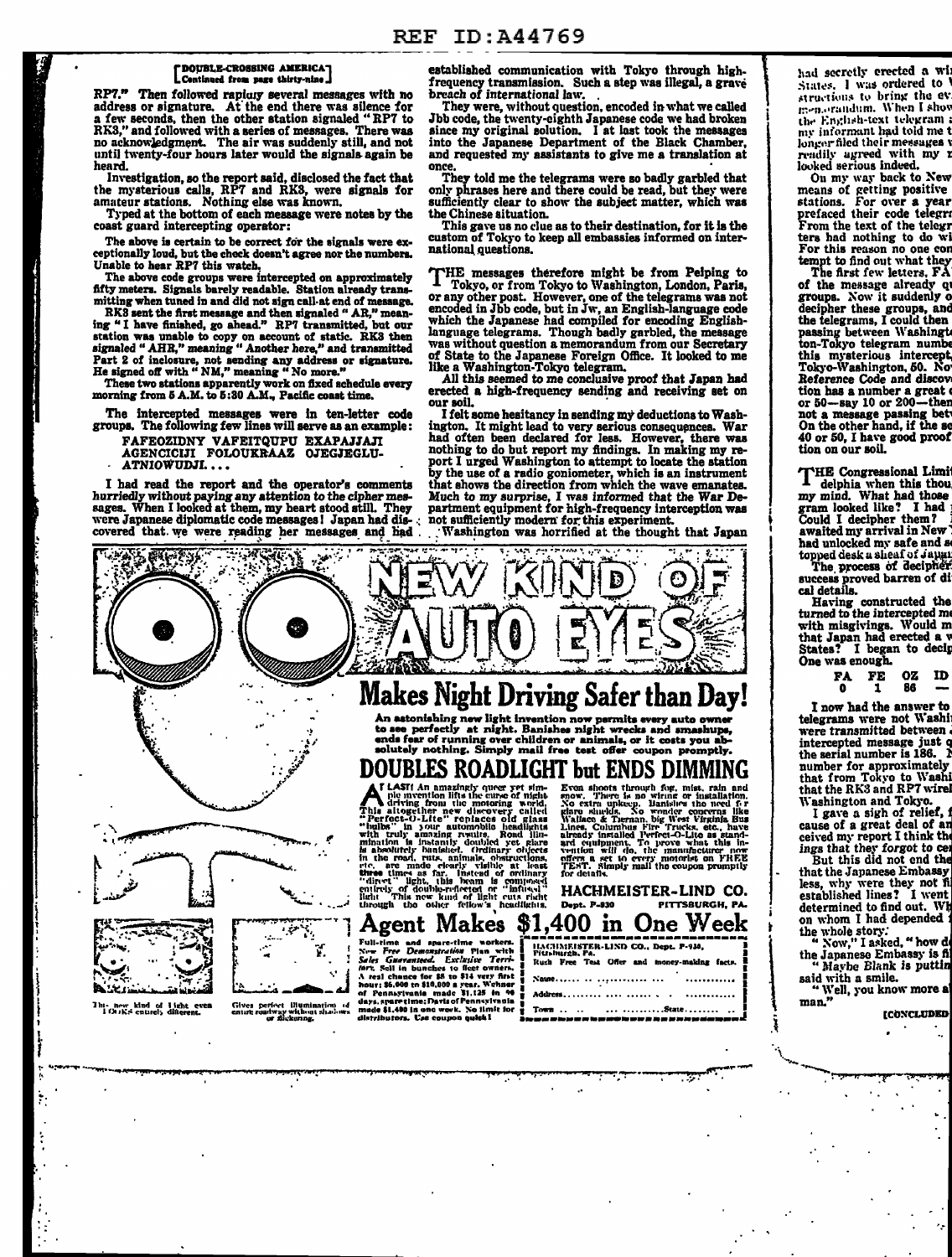[DOUBLE-CROSSING AMERICA]
[Continued from page thirty-nine]

RP7." Then followed rapidly several messages with no address or signature. At the end there was silence for a few seconds, then the other station signaled "RP7 to RK3," and followed with a series of messages. There was no acknowledgment. The air was suddenly still, and not until twenty-four hours later would the signals again be heard.

Investigation, so the report said, disclosed the fact that the mysterious calls, RP7 and RK3, were signals for amateur stations. Nothing else was known.

Typed at the bottom of each message were notes by the coast guard intercepting operator:

The above is certain to be correct for the signals were exceptionally loud, but the check doesn't agree nor the numbers. Unable to hear RP7 this watch.

The above code groups were intercepted on approximately fifty meters. Signals barely readable. Station already transmitting when tuned in and did not sign call-at end of message.

RK3 sent the first message and then signaled "AR," meaning "I have finished, go ahead." RP7 transmitted, but our station was unable to copy on account of static. RK3 then signaled "AHR," meaning "Another here," and transmitted Part 2 of inclosure, not sending any address or signature. He signed off with "NM," meaning "No more."

These two stations apparently work on fixed schedule every morning from 5 A.M. to 5:30 A.M., Pacific coast time.

The intercepted messages were in ten-letter code groups. The following few lines will serve as an example:

FAFEOZIDNY VAFEITQUPU EXAPAJJAJI AGENCICIJI FOLOUKRAAZ OJEGJEGLU-ATNIOWUDJI....

I had read the report and the operator's comments hurriedly without paying any attention to the cipher messages. When I looked at them, my heart stood still. They were Japanese diplomatic code messages! Japan had discovered that we were reading her messages and had established communication with Tokyo through high-frequency transmission. Such a step was illegal, a grave breach of international law.

They were, without question, encoded in what we called Jbb code, the twenty-eighth Japanese code we had broken since my original solution. I at last took the messages into the Japanese Department of the Black Chamber, and requested my assistants to give me a translation at once.

They told me the telegrams were so badly garbled that only phrases here and there could be read, but they were sufficiently clear to show the subject matter, which was the Chinese situation.

This gave us no clue as to their destination, for it is the custom of Tokyo to keep all embassies informed on international questions.

The messages therefore might be from Peiping to Tokyo, or from Tokyo to Washington, London, Paris, or any other post. However, one of the telegrams was not encoded in Jbb code, but in Jw, an English-language code which the Japanese had compiled for encoding English-language telegrams. Though badly garbled, the message was without question a memorandum from our Secretary of State to the Japanese Foreign Office. It looked to me like a Washington-Tokyo telegram.

All this seemed to me conclusive proof that Japan had erected a high-frequency sending and receiving set on our soil.

I felt some hesitancy in sending my deductions to Washington. It might lead to very serious consequences. War had often been declared for less. However, there was nothing to do but report my findings. In making my report I urged Washington to attempt to locate the station by the use of a radio goniometer, which is an instrument that shows the direction from which the wave emanates. Much to my surprise, I was informed that the War Department equipment for high-frequency interception was not sufficiently modern for this experiment.

Washington was horrified at the thought that Japan had secretly erected a wi... States. I was ordered to ... structions to bring the ev... memorandum. When I show... the English-text telegram ... my informant had told me t... longer filed their messages ... readily agreed with my r... looked serious indeed.

On my way back to New ... means of getting positive ... stations. For over a year ... prefaced their code telegr... From the text of the telegr... ters had nothing to do wi... For this reason no one con... tempt to find out what they...

The first few letters, FA... of the message already qu... groups. Now it suddenly o... decipher these groups, and ... the telegrams, I could then ... passing between Washingt... ton-Tokyo telegram numbe... this mysterious intercept, ... Tokyo-Washington, 50. No... Reference Code and discov... tion has a number a great ... or 50—say 10 or 200—then ... not a message passing betw... On the other hand, if the se... 40 or 50, I have good proof ... tion on our soil.

The Congressional Limit... delphia when this thou... my mind. What had those ... gram looked like? I had ... Could I decipher them? ... awaited my arrival in New ... had unlocked my safe and s... topped desk a sheaf of Japan...

The process of decipher... success proved barren of di... cal details.

Having constructed the ... turned to the intercepted me... with misgivings. Would m... that Japan had erected a w... States? I began to decip... One was enough.

| FA | FE | OZ | ID |
|---|---|---|---|
| 0 | 1 | 86 | — |

I now had the answer to ... telegrams were not Washi... were transmitted between ... intercepted message just q... the serial number is 186. ... number for approximately ... that from Tokyo to Washi... that the RK3 and RP7 wirel... Washington and Tokyo.

I gave a sigh of relief, f... cause of a great deal of an... ceived my report I think the... ings that they forgot to ce...

But this did not end the ... that the Japanese Embassy ... less, why were they not fi... established lines? I went ... determined to find out. Wh... on whom I had depended ... the whole story.

"Now," I asked, "how d... the Japanese Embassy is fi...

"Maybe Blank is puttin... said with a smile.

"Well, you know more a... man."

[CONCLUDED...

# NEW KIND OF AUTO EYES

## Makes Night Driving Safer than Day!

An astonishing new light invention now permits every auto owner to see perfectly at night. Banishes night wrecks and smashups, ends fear of running over children or animals, or it costs you absolutely nothing. Simply mail free test offer coupon promptly.

## DOUBLES ROADLIGHT but ENDS DIMMING

AT LAST! An amazingly queer yet simple invention lifts the curse of night driving from the motoring world. This altogether new discovery called "Perfect-O-Lite" replaces old glass "bulbs" in your automobile headlights with truly amazing results. Road illumination is instantly doubled yet glare is absolutely banished. Ordinary objects in the road, ruts, animals, obstructions, etc., are made clearly visible at least three times as far. Instead of ordinary "direct" light, this beam is composed entirely of double-reflected or "infused" light. This new kind of light cuts right through the other fellow's headlights. Even shoots through fog, mist, rain and snow. There is no wiring or installation. No extra upkeep. Banishes the need for glare shields. No wonder concerns like Wallace & Tiernan, big West Virginia Bus Lines, Columbus Fire Trucks, etc., have already installed Perfect-O-Lite as standard equipment. To prove what this invention will do, the manufacturer now offers a set to every motorist on FREE TEST. Simply mail the coupon promptly for details.

**HACHMEISTER-LIND CO.** Dept. P-930 PITTSBURGH, PA.

The new kind of light even LOOKS entirely different.

Gives perfect illumination of entire roadway without shadows or flickering.

## Agent Makes $1,400 in One Week

Full-time and spare-time workers. New Free Demonstration Plan with Sales Guaranteed. Exclusive Territory. Sell in bunches to fleet owners. A real chance for $8 to $14 very first hour; $6,000 to $10,000 a year. Wehner of Pennsylvania made $1,125 in 90 days, sparetime; Davis of Pennsylvania made $1,400 in one week. No limit for distributors. Use coupon quick!

HACHMEISTER-LIND CO., Dept. P-930, Pittsburgh, Pa.
Rush Free Test Offer and money-making facts.
Name..........
Address..........
Town.......... State..........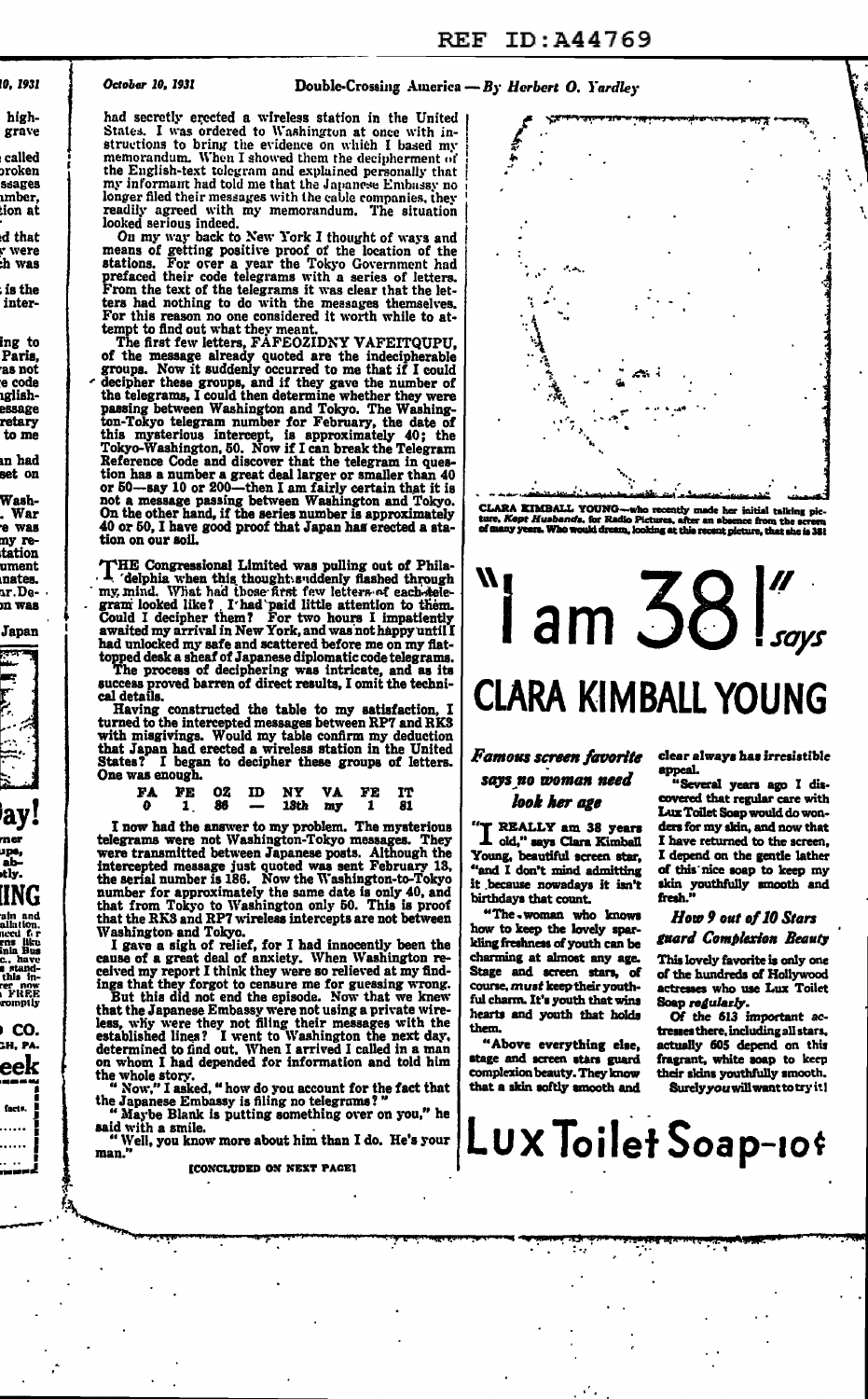had secretly erected a wireless station in the United States. I was ordered to Washington at once with instructions to bring the evidence on which I based my memorandum. When I showed them the decipherment of the English-text telegram and explained personally that my informant had told me that the Japanese Embassy no longer filed their messages with the cable companies, they readily agreed with my memorandum. The situation looked serious indeed.

On my way back to New York I thought of ways and means of getting positive proof of the location of the stations. For over a year the Tokyo Government had prefaced their code telegrams with a series of letters. From the text of the telegrams it was clear that the letters had nothing to do with the messages themselves. For this reason no one considered it worth while to attempt to find out what they meant.

The first few letters, FAFEOZIDNY VAFEITQUPU, of the message already quoted are the indecipherable groups. Now it suddenly occurred to me that if I could decipher these groups, and if they gave the number of the telegrams, I could then determine whether they were passing between Washington and Tokyo. The Washington-Tokyo telegram number for February, the date of this mysterious intercept, is approximately 40; the Tokyo-Washington, 50. Now if I can break the Telegram Reference Code and discover that the telegram in question has a number a great deal larger or smaller than 40 or 50—say 10 or 200—then I am fairly certain that it is not a message passing between Washington and Tokyo. On the other hand, if the series number is approximately 40 or 50, I have good proof that Japan has erected a station on our soil.

THE Congressional Limited was pulling out of Philadelphia when this thought suddenly flashed through my mind. What had those first few letters of each telegram looked like? I had paid little attention to them. Could I decipher them? For two hours I impatiently awaited my arrival in New York, and was not happy until I had unlocked my safe and scattered before me on my flat-topped desk a sheaf of Japanese diplomatic code telegrams.

The process of deciphering was intricate, and as its success proved barren of direct results, I omit the technical details.

Having constructed the table to my satisfaction, I turned to the intercepted messages between RP7 and RK3 with misgivings. Would my table confirm my deduction that Japan had erected a wireless station in the United States? I began to decipher these groups of letters. One was enough.

| FA | FE | OZ | ID | NY | VA | FE | IT |
|---|---|---|---|---|---|---|---|
| 0 | 1 | 86 | — | 13th | my | 1 | 81 |

I now had the answer to my problem. The mysterious telegrams were not Washington-Tokyo messages. They were transmitted between Japanese posts. Although the intercepted message just quoted was sent February 13, the serial number is 186. Now the Washington-to-Tokyo number for approximately the same date is only 40, and that from Tokyo to Washington only 50. This is proof that the RK3 and RP7 wireless intercepts are not between Washington and Tokyo.

I gave a sigh of relief, for I had innocently been the cause of a great deal of anxiety. When Washington received my report I think they were so relieved at my findings that they forgot to censure me for guessing wrong.

But this did not end the episode. Now that we knew that the Japanese Embassy were not using a private wireless, why were they not filing their messages with the established lines? I went to Washington the next day, determined to find out. When I arrived I called in a man on whom I had depended for information and told him the whole story.

"Now," I asked, "how do you account for the fact that the Japanese Embassy is filing no telegrams?"

"Maybe Blank is putting something over on you," he said with a smile.

"Well, you know more about him than I do. He's your man."

[CONCLUDED ON NEXT PAGE]

CLARA KIMBALL YOUNG—who recently made her initial talking picture, *Kept Husbands*, for Radio Pictures, after an absence from the screen of many years. Who would dream, looking at this recent picture, that she is 38!

# "I am 38!" says CLARA KIMBALL YOUNG

### *Famous screen favorite says no woman need look her age*

"I REALLY am 38 years old," says Clara Kimball Young, beautiful screen star, "and I don't mind admitting it because nowadays it isn't birthdays that count.

"The woman who knows how to keep the lovely sparkling freshness of youth can be charming at almost any age. Stage and screen stars, of course, *must* keep their youthful charm. It's youth that wins hearts and youth that holds them.

"Above everything else, stage and screen stars guard complexion beauty. They know that a skin softly smooth and clear always has irresistible appeal.

"Several years ago I discovered that regular care with Lux Toilet Soap would do wonders for my skin, and now that I have returned to the screen, I depend on the gentle lather of this nice soap to keep my skin youthfully smooth and fresh."

### *How 9 out of 10 Stars guard Complexion Beauty*

This lovely favorite is only one of the hundreds of Hollywood actresses who use Lux Toilet Soap *regularly*.

Of the 613 important actresses there, including all stars, actually 605 depend on this fragrant, white soap to keep their skins youthfully smooth. Surely *you* will want to try it!

## Lux Toilet Soap—10¢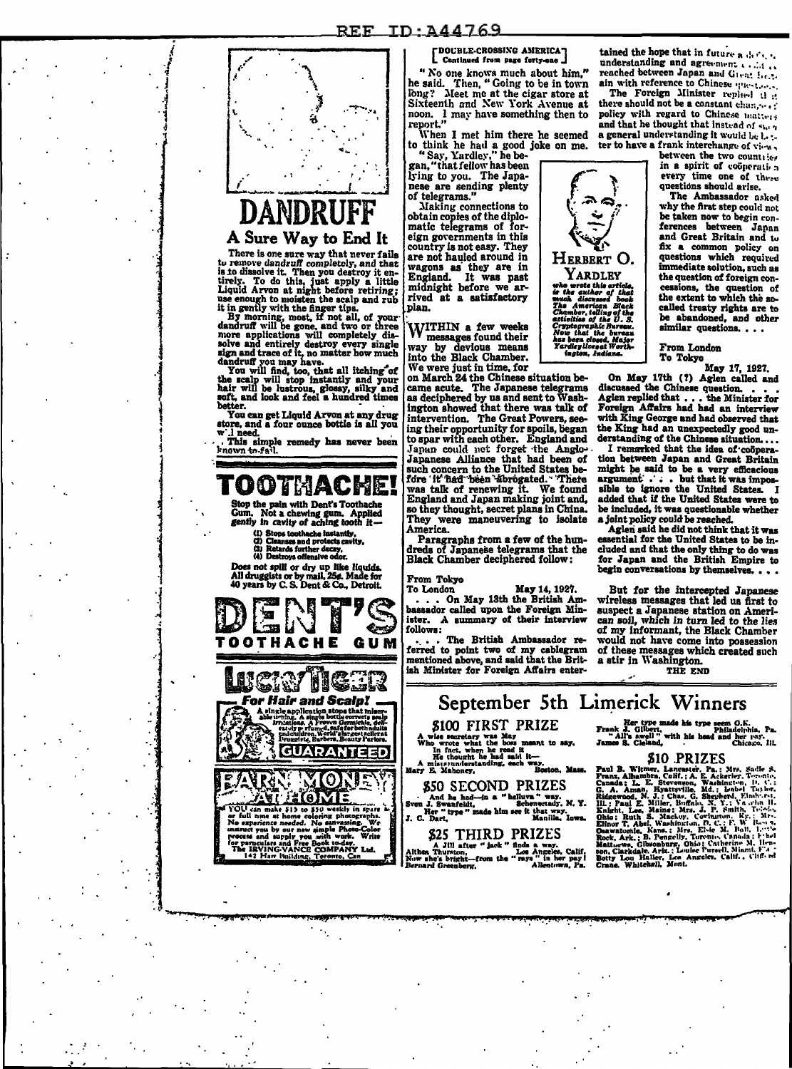REF ID:A44769

# DANDRUFF

## A Sure Way to End It

There is one sure way that never fails to remove dandruff completely, and that is to dissolve it. Then you destroy it entirely. To do this, just apply a little Liquid Arvon at night before retiring; use enough to moisten the scalp and rub it in gently with the finger tips.

By morning, most, if not all, of your dandruff will be gone, and two or three more applications will completely dissolve and entirely destroy every single sign and trace of it, no matter how much dandruff you may have.

You will find, too, that all itching of the scalp will stop instantly and your hair will be lustrous, glossy, silky and soft, and look and feel a hundred times better.

You can get Liquid Arvon at any drug store, and a four ounce bottle is all you will need.

This simple remedy has never been known to fail.

# TOOTHACHE!

Stop the pain with Dent's Toothache Gum. Not a chewing gum. Applied gently in cavity of aching tooth it—

(1) Stops toothache instantly.
(2) Cleanses and protects cavity.
(3) Retards further decay.
(4) Destroys offensive odor.

Does not spill or dry up like liquids. All druggists or by mail, 25¢. Made for 40 years by C. S. Dent & Co., Detroit.

# DENT'S TOOTHACHE GUM

# LUCKY TIGER

**For Hair and Scalp!**

A single application stops that miserable itching. A single bottle corrects scalp irritations. A Proven Germicide, delicately perfumed, safe for both adults and children. World's largest seller at Druggists, Barbers, Beauty Parlors.

**GUARANTEED**

# EARN MONEY AT HOME

YOU can make $15 to $50 weekly in spare or full time at home coloring photographs. No experience needed. No canvassing. We instruct you by our new simple Photo-Color process and supply you with work. Write for particulars and Free Book to-day. The IRVING-VANCE COMPANY Ltd. 142 Hart Building, Toronto, Can.

---

[DOUBLE-CROSSING AMERICA]
Continued from page forty-one

"No one knows much about him," he said. Then, "Going to be in town long? Meet me at the cigar store at Sixteenth and New York Avenue at noon. I may have something then to report."

When I met him there he seemed to think he had a good joke on me.

"Say, Yardley," he began, "that fellow has been lying to you. The Japanese are sending plenty of telegrams."

Making connections to obtain copies of the diplomatic telegrams of foreign governments in this country is not easy. They are not hauled around in wagons as they are in England. It was past midnight before we arrived at a satisfactory plan.

WITHIN a few weeks messages found their way by devious means into the Black Chamber. We were just in time, for on March 24 the Chinese situation became acute. The Japanese telegrams as deciphered by us and sent to Washington showed that there was talk of intervention. The Great Powers, seeing their opportunity for spoils, began to spar with each other. England and Japan could not forget the Anglo-Japanese Alliance that had been of such concern to the United States before it had been abrogated. There was talk of renewing it. We found England and Japan making joint and, so they thought, secret plans in China. They were maneuvering to isolate America.

**HERBERT O. YARDLEY**

*who wrote this article, is the author of that much discussed book The American Black Chamber, telling of the activities of the U. S. Cryptographic Bureau. Now that the bureau has been closed, Major Yardley lives at Worthington, Indiana.*

Paragraphs from a few of the hundreds of Japanese telegrams that the Black Chamber deciphered follow:

From Tokyo
To London May 14, 1927.

. . . On May 13th the British Ambassador called upon the Foreign Minister. A summary of their interview follows:

. . . The British Ambassador referred to point two of my cablegram mentioned above, and said that the British Minister for Foreign Affairs entertained the hope that in future a direct understanding and agreement could be reached between Japan and Great Britain with reference to Chinese questions.

The Foreign Minister replied that there should not be a constant change of policy with regard to Chinese matters and that he thought that instead of such a general understanding it would be better to have a frank interchange of views between the two countries in a spirit of coöperation every time one of these questions should arise.

The Ambassador asked why the first step could not be taken now to begin conferences between Japan and Great Britain and to fix a common policy on questions which required immediate solution, such as the question of foreign concessions, the question of the extent to which the so-called treaty rights are to be abandoned, and other similar questions. . . .

From London
To Tokyo May 17, 1927.

On May 17th (?) Aglen called and discussed the Chinese question. . . . Aglen replied that . . . the Minister for Foreign Affairs had had an interview with King George and had observed that the King had an unexpectedly good understanding of the Chinese situation. . . .

I remarked that the idea of coöperation between Japan and Great Britain might be said to be a very efficacious argument . . . but that it was impossible to ignore the United States. I added that if the United States were to be included, it was questionable whether a joint policy could be reached.

Aglen said he did not think that it was essential for the United States to be included and that the only thing to do was for Japan and the British Empire to begin conversations by themselves. . . .

But for the intercepted Japanese wireless messages that led us first to suspect a Japanese station on American soil, which in turn led to the lies of my informant, the Black Chamber would not have come into possession of these messages which created such a stir in Washington.

THE END

---

# September 5th Limerick Winners

## $100 FIRST PRIZE

A wise secretary was May
Who wrote what the boss meant to say.
In fact, when he read it
He thought he had said it—
A mis-understanding, each way.

Mary E. Mahoney, Boston, Mass.

## $50 SECOND PRIZES

And he had—in a "helluva" way.
Sven J. Swanfeldt, Schenectady, N. Y.

Her "type" made him see it that way.
J. C. Dart, Manilla, Iowa.

## $25 THIRD PRIZES

A Jill after "Jack" finds a way.
Althea Thurston, Los Angeles, Calif.

Now she's bright—from the "rays" in her pay!
Bernard Greenberg, Allentown, Pa.

Her type made his type seem O.K.
Frank J. Gilbert, Philadelphia, Pa.

"All's swell" with his head and her pay.
James S. Cleland, Chicago, Ill.

## $10 PRIZES

Paul B. Witmer, Lancaster, Pa.; Mrs. Sadie S. Franz, Alhambra, Calif.; A. E. Ackerley, Toronto, Canada; L. E. Stevenson, Washington, D. C.; G. A. Aman, Hyattsville, Md.; Isabel Taylor, Ridgewood, N. J.; Chas. G. Shepherd, Elmhurst, Ill.; Paul E. Miller, Buffalo, N. Y.; Virginia H. Knight, Lee, Maine; Mrs. J. P. Smith, Toledo, Ohio; Ruth S. Mackey, Covington, Ky.; Mrs. Elinor T. Abel, Washington, D. C.; F. W. Rosa, Osawatomie, Kans.; Mrs. Elsie M. Ball, Little Rock, Ark.; B. Pengelly, Toronto, Canada; Ethel Matthews, Gibsonburg, Ohio; Catherine M. Henson, Clarkdale, Ariz.; Louise Purcell, Miami, Fla.; Betty Lou Haller, Los Angeles, Calif.; Clifford Crane, Whitehall, Mont.